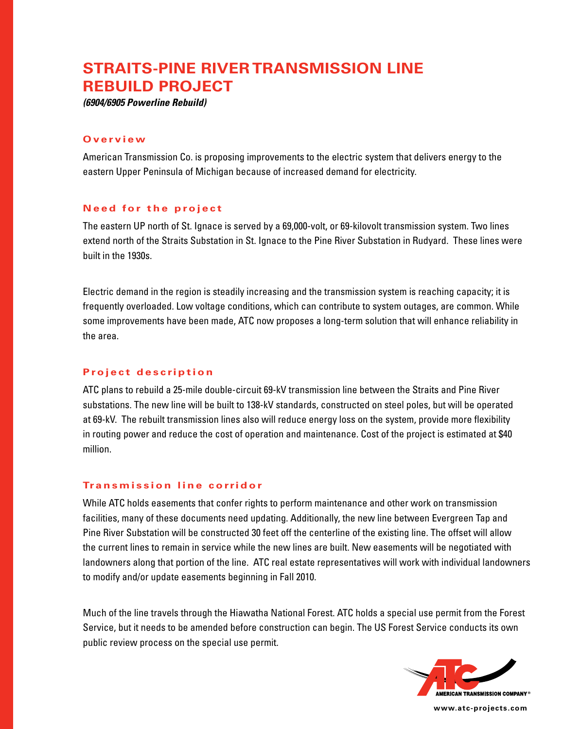# STRAITS-PINE RIVER TRANSMISSION LINE REBUILD PROJECT

***(6904/6905 Powerline Rebuild)***

## Overview

American Transmission Co. is proposing improvements to the electric system that delivers energy to the eastern Upper Peninsula of Michigan because of increased demand for electricity.

## Need for the project

The eastern UP north of St. Ignace is served by a 69,000-volt, or 69-kilovolt transmission system. Two lines extend north of the Straits Substation in St. Ignace to the Pine River Substation in Rudyard. These lines were built in the 1930s.

Electric demand in the region is steadily increasing and the transmission system is reaching capacity; it is frequently overloaded. Low voltage conditions, which can contribute to system outages, are common. While some improvements have been made, ATC now proposes a long-term solution that will enhance reliability in the area.

## Project description

ATC plans to rebuild a 25-mile double-circuit 69-kV transmission line between the Straits and Pine River substations. The new line will be built to 138-kV standards, constructed on steel poles, but will be operated at 69-kV. The rebuilt transmission lines also will reduce energy loss on the system, provide more flexibility in routing power and reduce the cost of operation and maintenance. Cost of the project is estimated at $40 million.

## Transmission line corridor

While ATC holds easements that confer rights to perform maintenance and other work on transmission facilities, many of these documents need updating. Additionally, the new line between Evergreen Tap and Pine River Substation will be constructed 30 feet off the centerline of the existing line. The offset will allow the current lines to remain in service while the new lines are built. New easements will be negotiated with landowners along that portion of the line. ATC real estate representatives will work with individual landowners to modify and/or update easements beginning in Fall 2010.

Much of the line travels through the Hiawatha National Forest. ATC holds a special use permit from the Forest Service, but it needs to be amended before construction can begin. The US Forest Service conducts its own public review process on the special use permit.

AMERICAN TRANSMISSION COMPANY®

www.atc-projects.com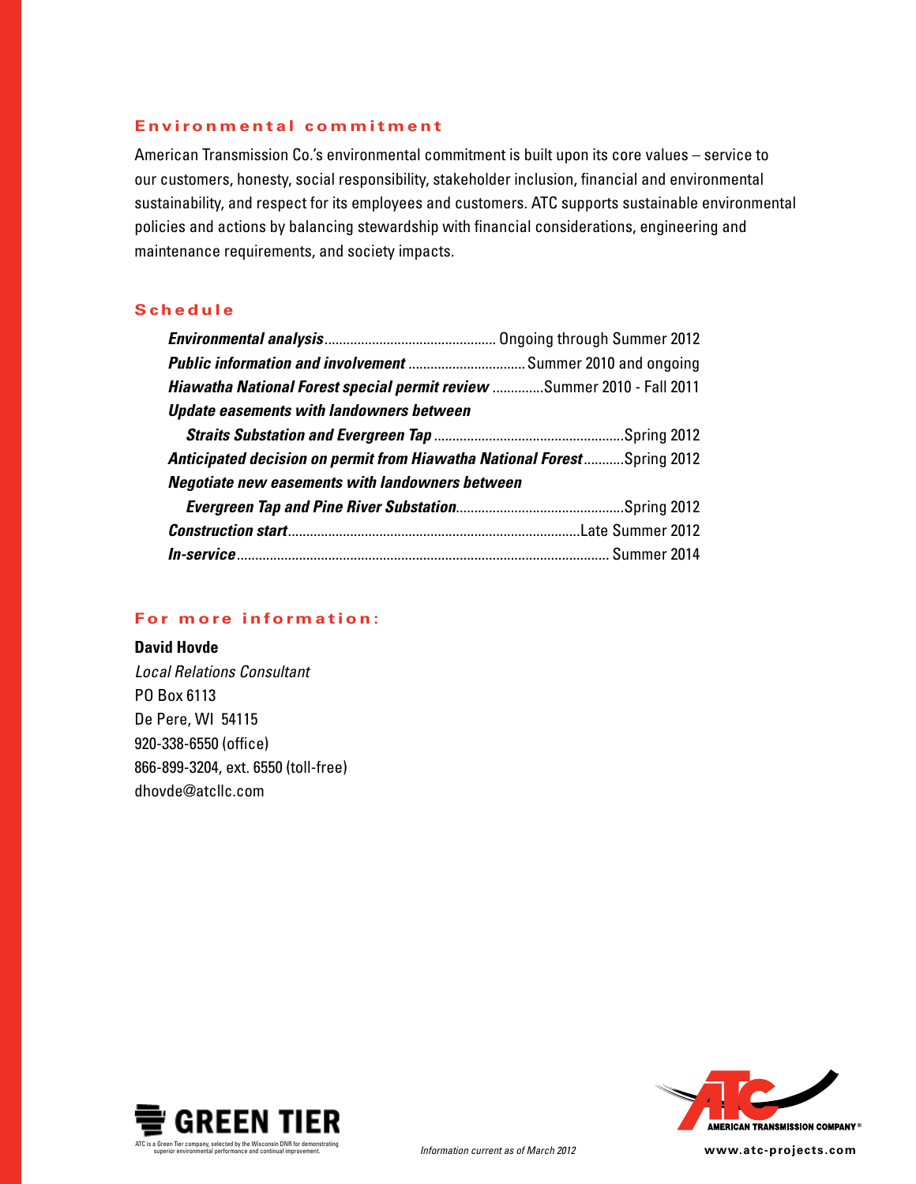## Environmental commitment

American Transmission Co.'s environmental commitment is built upon its core values – service to our customers, honesty, social responsibility, stakeholder inclusion, financial and environmental sustainability, and respect for its employees and customers. ATC supports sustainable environmental policies and actions by balancing stewardship with financial considerations, engineering and maintenance requirements, and society impacts.

## Schedule

***Environmental analysis***.............................................. Ongoing through Summer 2012
***Public information and involvement*** ............................... Summer 2010 and ongoing
***Hiawatha National Forest special permit review*** .............Summer 2010 - Fall 2011
***Update easements with landowners between***
   ***Straits Substation and Evergreen Tap*** ...................................................Spring 2012
***Anticipated decision on permit from Hiawatha National Forest***...........Spring 2012
***Negotiate new easements with landowners between***
   ***Evergreen Tap and Pine River Substation***.............................................Spring 2012
***Construction start***..............................................................................Late Summer 2012
***In-service***.................................................................................................... Summer 2014

## For more information:

**David Hovde**
*Local Relations Consultant*
PO Box 6113
De Pere, WI 54115
920-338-6550 (office)
866-899-3204, ext. 6550 (toll-free)
dhovde@atcllc.com

GREEN TIER
ATC is a Green Tier company, selected by the Wisconsin DNR for demonstrating superior environmental performance and continual improvement.

*Information current as of March 2012*

AMERICAN TRANSMISSION COMPANY®
www.atc-projects.com